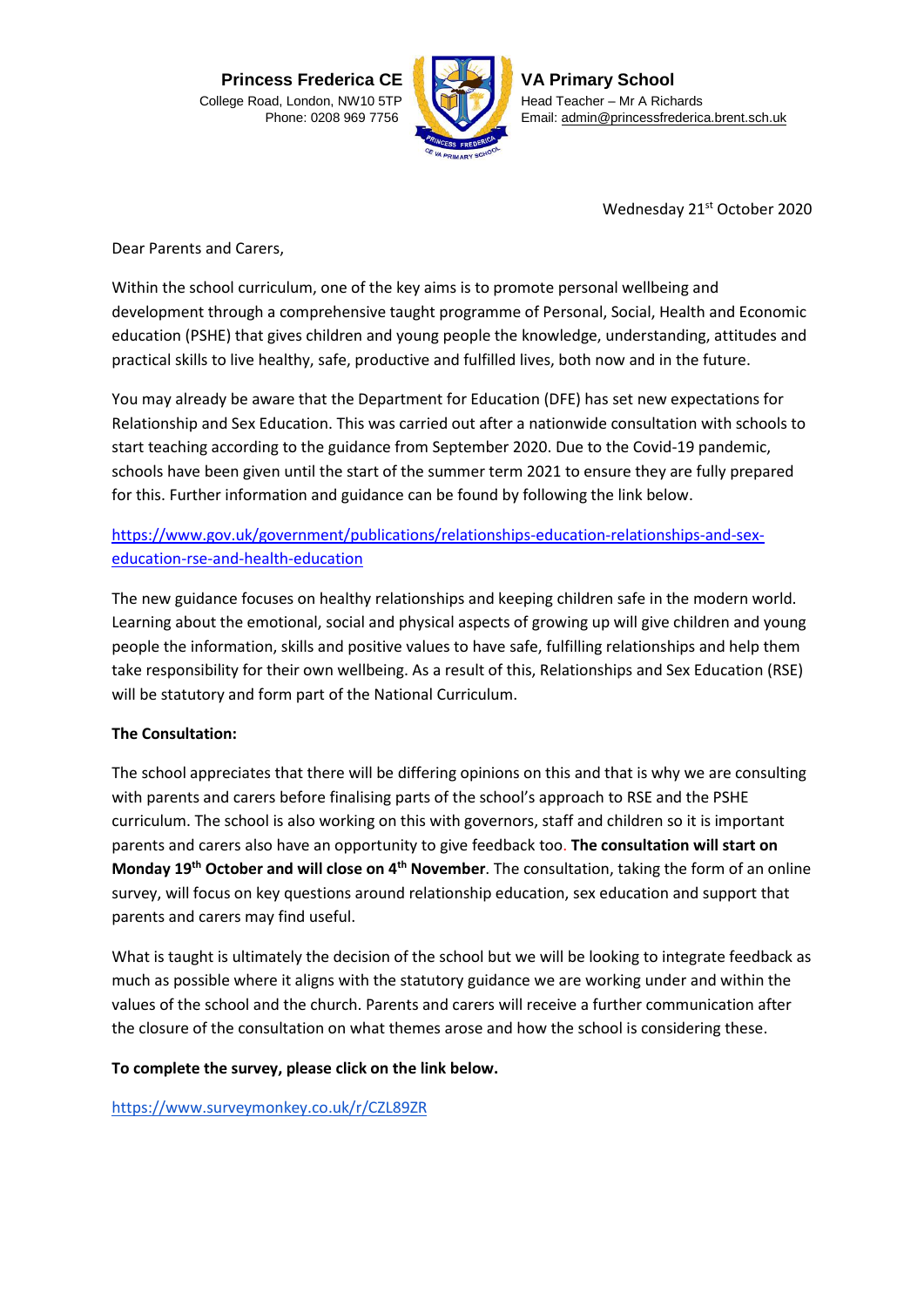**Princess Frederica CE VA Primary School**

College Road, London, NW10 5TP
Phone: 0208 969 7756

Head Teacher – Mr A Richards
Email: admin@princessfrederica.brent.sch.uk

Wednesday 21st October 2020

Dear Parents and Carers,

Within the school curriculum, one of the key aims is to promote personal wellbeing and development through a comprehensive taught programme of Personal, Social, Health and Economic education (PSHE) that gives children and young people the knowledge, understanding, attitudes and practical skills to live healthy, safe, productive and fulfilled lives, both now and in the future.

You may already be aware that the Department for Education (DFE) has set new expectations for Relationship and Sex Education. This was carried out after a nationwide consultation with schools to start teaching according to the guidance from September 2020. Due to the Covid-19 pandemic, schools have been given until the start of the summer term 2021 to ensure they are fully prepared for this. Further information and guidance can be found by following the link below.

https://www.gov.uk/government/publications/relationships-education-relationships-and-sex-education-rse-and-health-education

The new guidance focuses on healthy relationships and keeping children safe in the modern world. Learning about the emotional, social and physical aspects of growing up will give children and young people the information, skills and positive values to have safe, fulfilling relationships and help them take responsibility for their own wellbeing. As a result of this, Relationships and Sex Education (RSE) will be statutory and form part of the National Curriculum.

**The Consultation:**

The school appreciates that there will be differing opinions on this and that is why we are consulting with parents and carers before finalising parts of the school's approach to RSE and the PSHE curriculum. The school is also working on this with governors, staff and children so it is important parents and carers also have an opportunity to give feedback too. **The consultation will start on Monday 19th October and will close on 4th November**. The consultation, taking the form of an online survey, will focus on key questions around relationship education, sex education and support that parents and carers may find useful.

What is taught is ultimately the decision of the school but we will be looking to integrate feedback as much as possible where it aligns with the statutory guidance we are working under and within the values of the school and the church. Parents and carers will receive a further communication after the closure of the consultation on what themes arose and how the school is considering these.

**To complete the survey, please click on the link below.**

https://www.surveymonkey.co.uk/r/CZL89ZR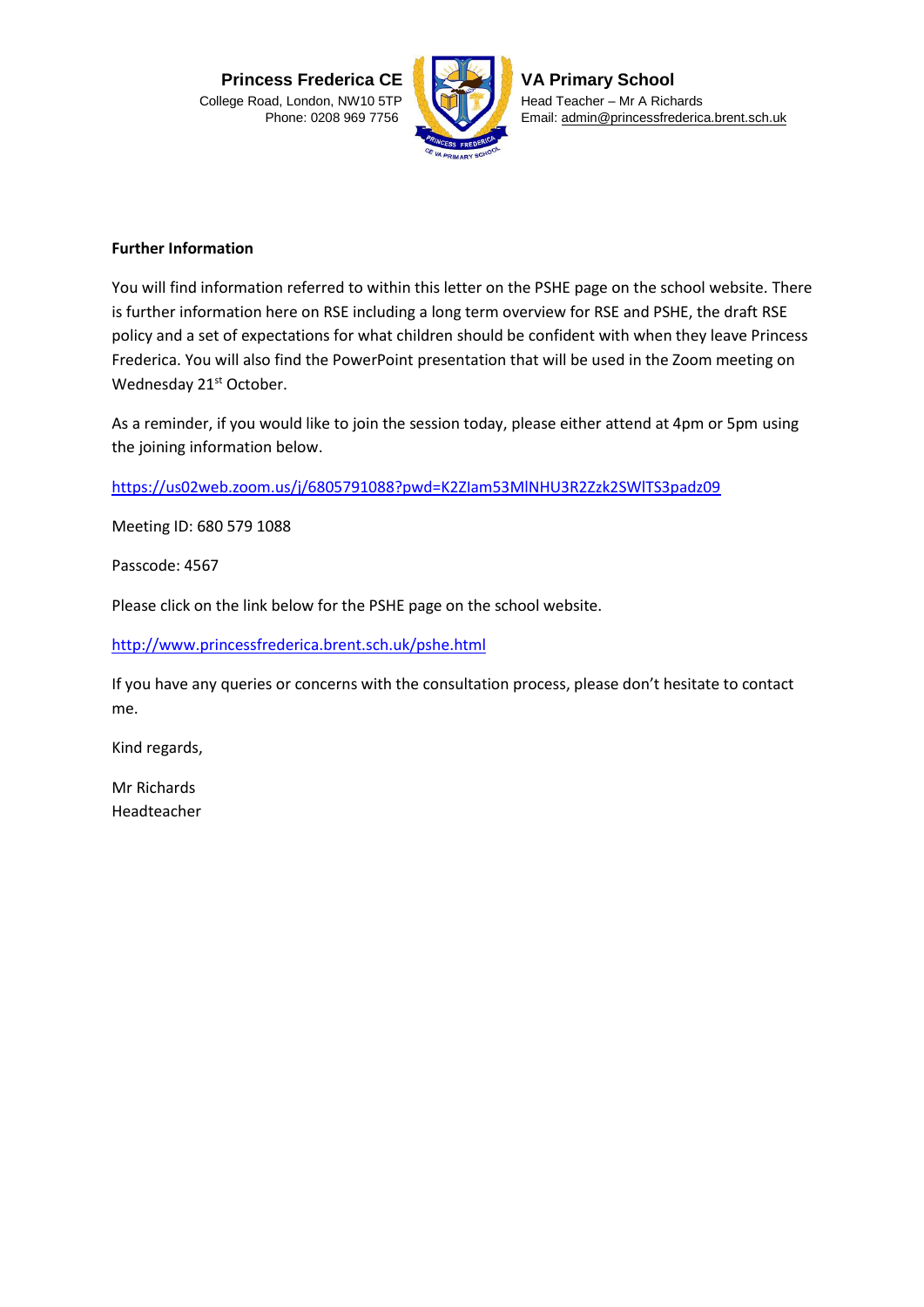Princess Frederica CE VA Primary School
College Road, London, NW10 5TP
Phone: 0208 969 7756
Head Teacher – Mr A Richards
Email: admin@princessfrederica.brent.sch.uk

**Further Information**

You will find information referred to within this letter on the PSHE page on the school website. There is further information here on RSE including a long term overview for RSE and PSHE, the draft RSE policy and a set of expectations for what children should be confident with when they leave Princess Frederica. You will also find the PowerPoint presentation that will be used in the Zoom meeting on Wednesday 21st October.

As a reminder, if you would like to join the session today, please either attend at 4pm or 5pm using the joining information below.

https://us02web.zoom.us/j/6805791088?pwd=K2ZIam53MlNHU3R2Zzk2SWlTS3padz09

Meeting ID: 680 579 1088

Passcode: 4567

Please click on the link below for the PSHE page on the school website.

http://www.princessfrederica.brent.sch.uk/pshe.html

If you have any queries or concerns with the consultation process, please don't hesitate to contact me.

Kind regards,

Mr Richards
Headteacher